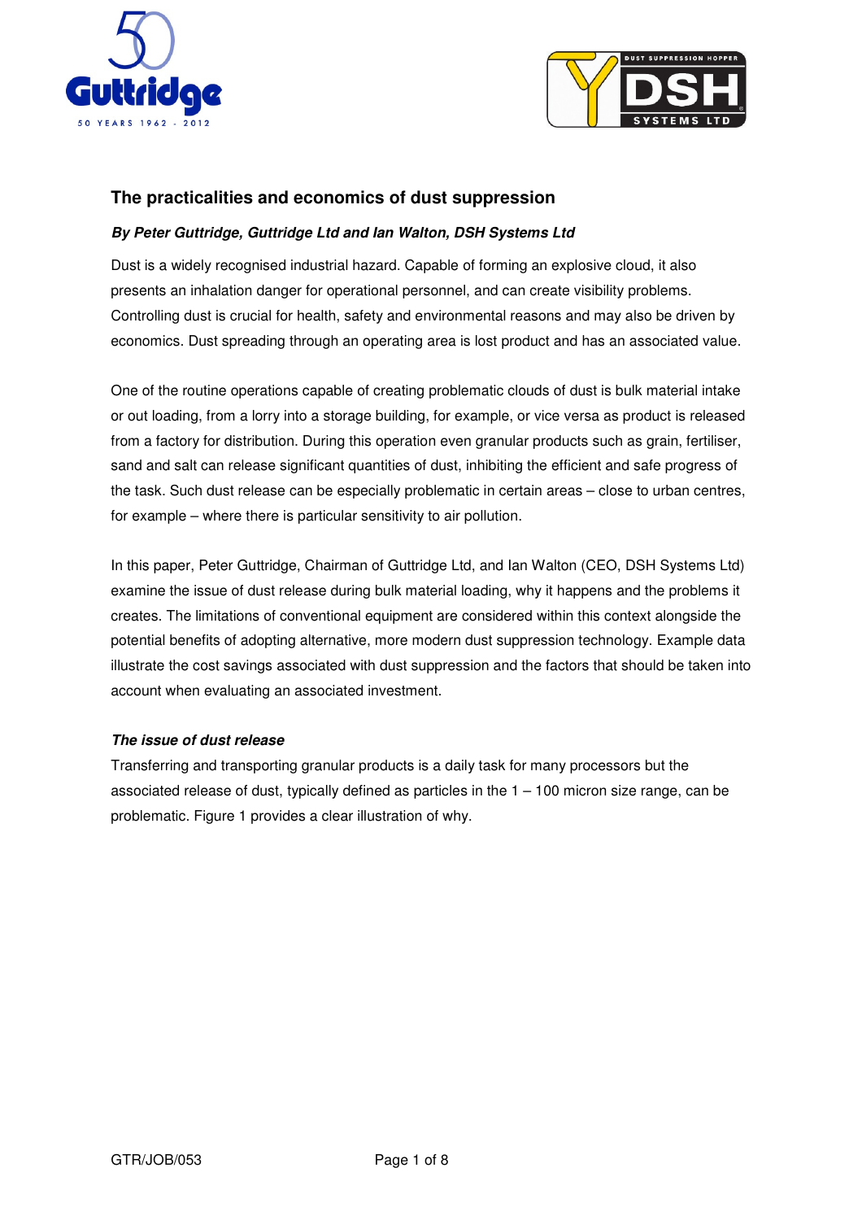## The practicalities and economics of dust suppression

***By Peter Guttridge, Guttridge Ltd and Ian Walton, DSH Systems Ltd***

Dust is a widely recognised industrial hazard. Capable of forming an explosive cloud, it also presents an inhalation danger for operational personnel, and can create visibility problems. Controlling dust is crucial for health, safety and environmental reasons and may also be driven by economics. Dust spreading through an operating area is lost product and has an associated value.

One of the routine operations capable of creating problematic clouds of dust is bulk material intake or out loading, from a lorry into a storage building, for example, or vice versa as product is released from a factory for distribution. During this operation even granular products such as grain, fertiliser, sand and salt can release significant quantities of dust, inhibiting the efficient and safe progress of the task. Such dust release can be especially problematic in certain areas – close to urban centres, for example – where there is particular sensitivity to air pollution.

In this paper, Peter Guttridge, Chairman of Guttridge Ltd, and Ian Walton (CEO, DSH Systems Ltd) examine the issue of dust release during bulk material loading, why it happens and the problems it creates. The limitations of conventional equipment are considered within this context alongside the potential benefits of adopting alternative, more modern dust suppression technology. Example data illustrate the cost savings associated with dust suppression and the factors that should be taken into account when evaluating an associated investment.

### *The issue of dust release*

Transferring and transporting granular products is a daily task for many processors but the associated release of dust, typically defined as particles in the 1 – 100 micron size range, can be problematic. Figure 1 provides a clear illustration of why.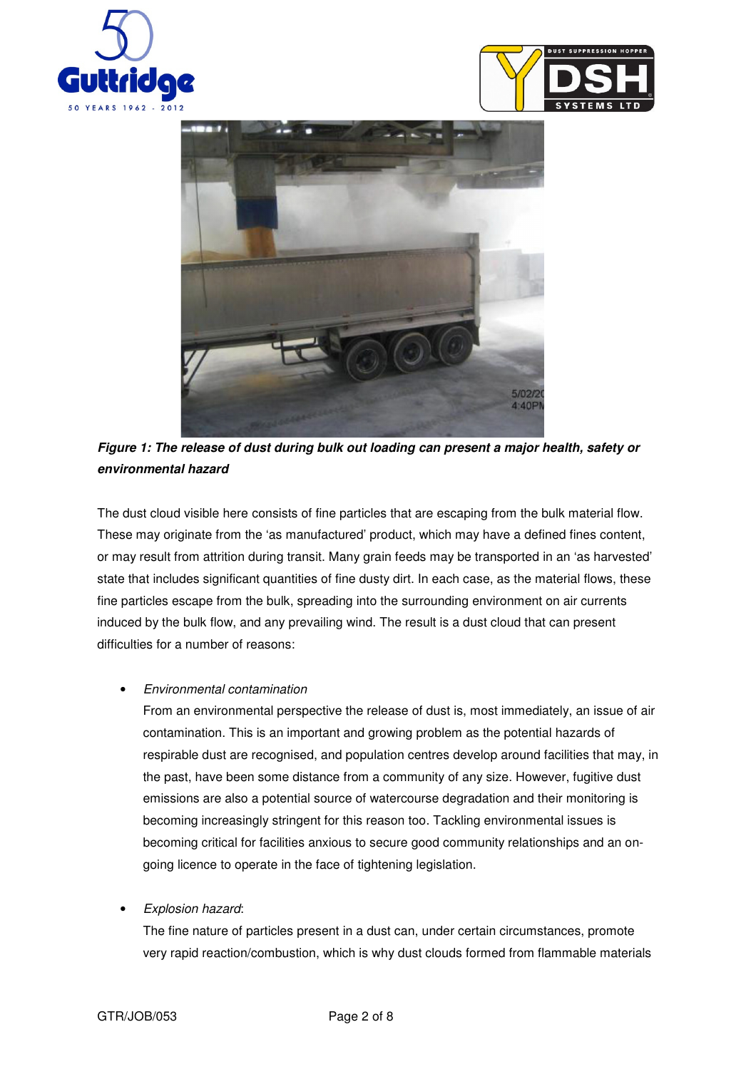*Figure 1: The release of dust during bulk out loading can present a major health, safety or environmental hazard*

The dust cloud visible here consists of fine particles that are escaping from the bulk material flow. These may originate from the 'as manufactured' product, which may have a defined fines content, or may result from attrition during transit. Many grain feeds may be transported in an 'as harvested' state that includes significant quantities of fine dusty dirt. In each case, as the material flows, these fine particles escape from the bulk, spreading into the surrounding environment on air currents induced by the bulk flow, and any prevailing wind. The result is a dust cloud that can present difficulties for a number of reasons:

- *Environmental contamination*

  From an environmental perspective the release of dust is, most immediately, an issue of air contamination. This is an important and growing problem as the potential hazards of respirable dust are recognised, and population centres develop around facilities that may, in the past, have been some distance from a community of any size. However, fugitive dust emissions are also a potential source of watercourse degradation and their monitoring is becoming increasingly stringent for this reason too. Tackling environmental issues is becoming critical for facilities anxious to secure good community relationships and an on-going licence to operate in the face of tightening legislation.

- *Explosion hazard*:

  The fine nature of particles present in a dust can, under certain circumstances, promote very rapid reaction/combustion, which is why dust clouds formed from flammable materials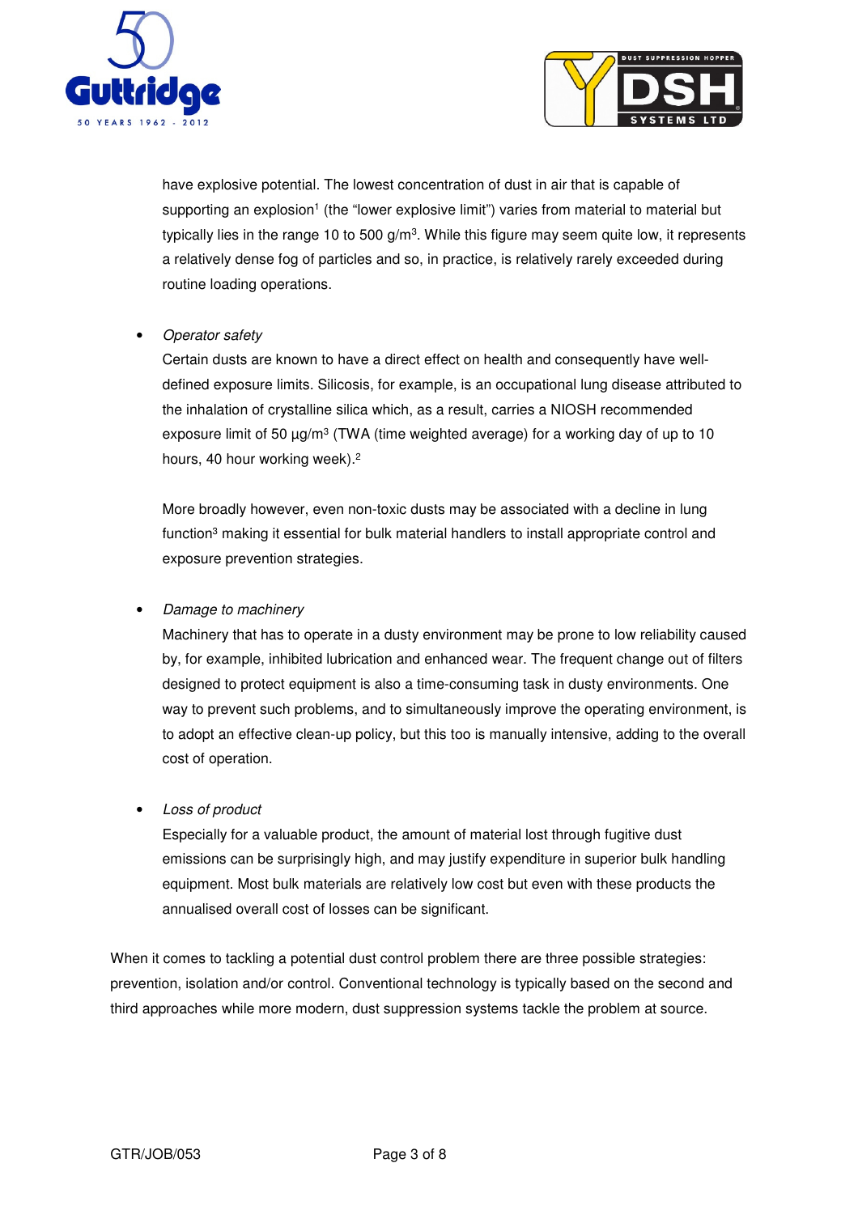have explosive potential. The lowest concentration of dust in air that is capable of supporting an explosion[1] (the "lower explosive limit") varies from material to material but typically lies in the range 10 to 500 g/m$^3$. While this figure may seem quite low, it represents a relatively dense fog of particles and so, in practice, is relatively rarely exceeded during routine loading operations.

- *Operator safety*

  Certain dusts are known to have a direct effect on health and consequently have well-defined exposure limits. Silicosis, for example, is an occupational lung disease attributed to the inhalation of crystalline silica which, as a result, carries a NIOSH recommended exposure limit of 50 µg/m$^3$ (TWA (time weighted average) for a working day of up to 10 hours, 40 hour working week).[2]

  More broadly however, even non-toxic dusts may be associated with a decline in lung function[3] making it essential for bulk material handlers to install appropriate control and exposure prevention strategies.

- *Damage to machinery*

  Machinery that has to operate in a dusty environment may be prone to low reliability caused by, for example, inhibited lubrication and enhanced wear. The frequent change out of filters designed to protect equipment is also a time-consuming task in dusty environments. One way to prevent such problems, and to simultaneously improve the operating environment, is to adopt an effective clean-up policy, but this too is manually intensive, adding to the overall cost of operation.

- *Loss of product*

  Especially for a valuable product, the amount of material lost through fugitive dust emissions can be surprisingly high, and may justify expenditure in superior bulk handling equipment. Most bulk materials are relatively low cost but even with these products the annualised overall cost of losses can be significant.

When it comes to tackling a potential dust control problem there are three possible strategies: prevention, isolation and/or control. Conventional technology is typically based on the second and third approaches while more modern, dust suppression systems tackle the problem at source.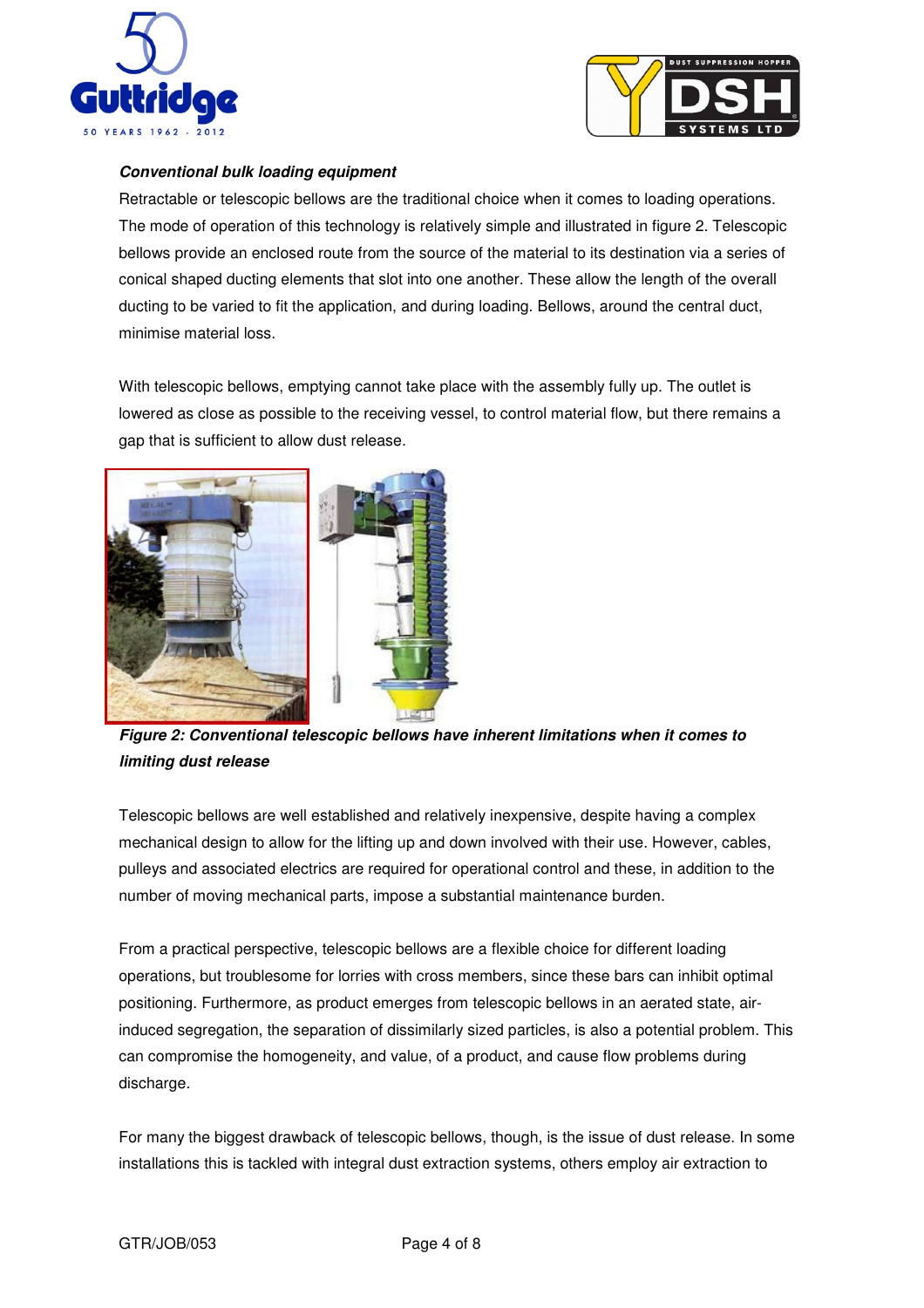***Conventional bulk loading equipment***

Retractable or telescopic bellows are the traditional choice when it comes to loading operations. The mode of operation of this technology is relatively simple and illustrated in figure 2. Telescopic bellows provide an enclosed route from the source of the material to its destination via a series of conical shaped ducting elements that slot into one another. These allow the length of the overall ducting to be varied to fit the application, and during loading. Bellows, around the central duct, minimise material loss.

With telescopic bellows, emptying cannot take place with the assembly fully up. The outlet is lowered as close as possible to the receiving vessel, to control material flow, but there remains a gap that is sufficient to allow dust release.

***Figure 2: Conventional telescopic bellows have inherent limitations when it comes to limiting dust release***

Telescopic bellows are well established and relatively inexpensive, despite having a complex mechanical design to allow for the lifting up and down involved with their use. However, cables, pulleys and associated electrics are required for operational control and these, in addition to the number of moving mechanical parts, impose a substantial maintenance burden.

From a practical perspective, telescopic bellows are a flexible choice for different loading operations, but troublesome for lorries with cross members, since these bars can inhibit optimal positioning. Furthermore, as product emerges from telescopic bellows in an aerated state, air-induced segregation, the separation of dissimilarly sized particles, is also a potential problem. This can compromise the homogeneity, and value, of a product, and cause flow problems during discharge.

For many the biggest drawback of telescopic bellows, though, is the issue of dust release. In some installations this is tackled with integral dust extraction systems, others employ air extraction to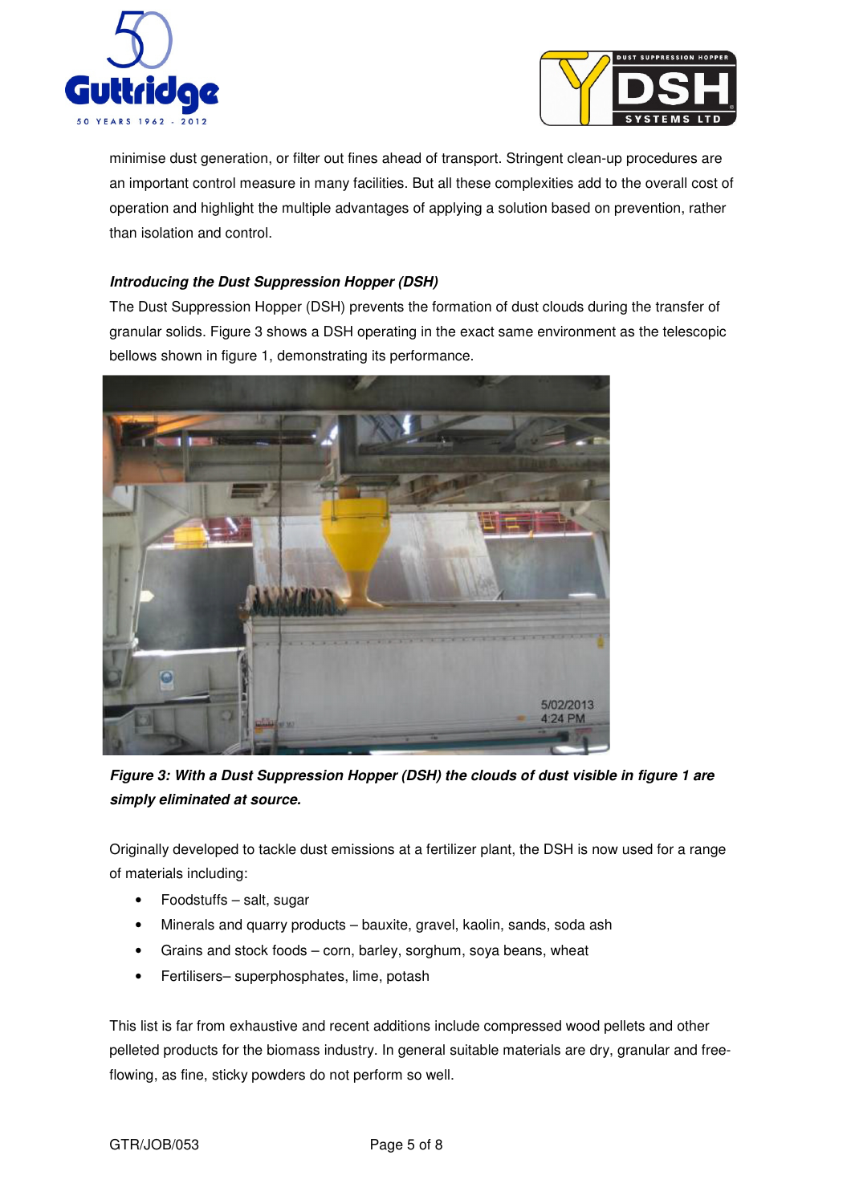minimise dust generation, or filter out fines ahead of transport. Stringent clean-up procedures are an important control measure in many facilities. But all these complexities add to the overall cost of operation and highlight the multiple advantages of applying a solution based on prevention, rather than isolation and control.

***Introducing the Dust Suppression Hopper (DSH)***

The Dust Suppression Hopper (DSH) prevents the formation of dust clouds during the transfer of granular solids. Figure 3 shows a DSH operating in the exact same environment as the telescopic bellows shown in figure 1, demonstrating its performance.

***Figure 3: With a Dust Suppression Hopper (DSH) the clouds of dust visible in figure 1 are simply eliminated at source.***

Originally developed to tackle dust emissions at a fertilizer plant, the DSH is now used for a range of materials including:

- Foodstuffs – salt, sugar
- Minerals and quarry products – bauxite, gravel, kaolin, sands, soda ash
- Grains and stock foods – corn, barley, sorghum, soya beans, wheat
- Fertilisers– superphosphates, lime, potash

This list is far from exhaustive and recent additions include compressed wood pellets and other pelleted products for the biomass industry. In general suitable materials are dry, granular and free-flowing, as fine, sticky powders do not perform so well.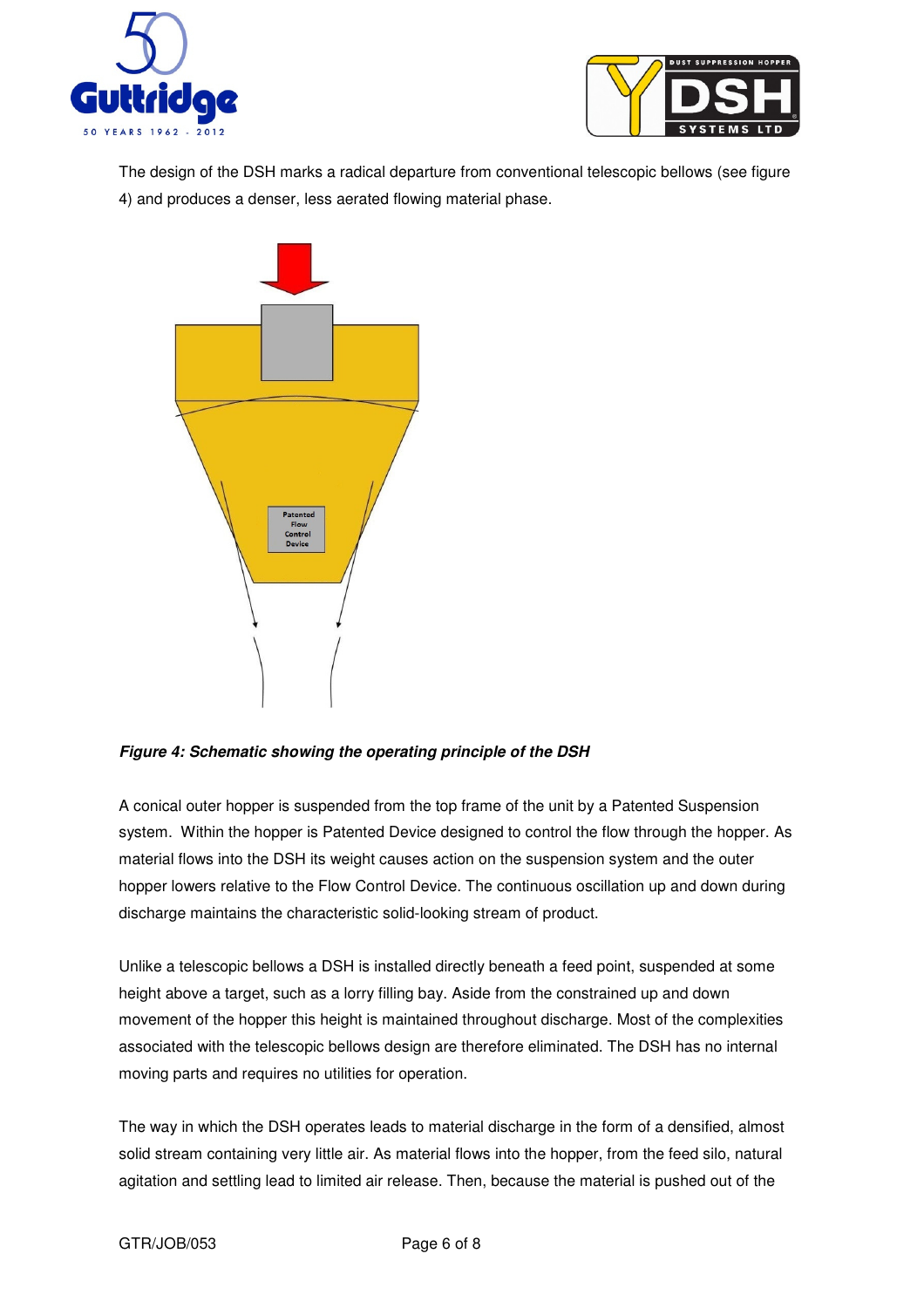The design of the DSH marks a radical departure from conventional telescopic bellows (see figure 4) and produces a denser, less aerated flowing material phase.

Patented
Flow
Control
Device

***Figure 4: Schematic showing the operating principle of the DSH***

A conical outer hopper is suspended from the top frame of the unit by a Patented Suspension system. Within the hopper is Patented Device designed to control the flow through the hopper. As material flows into the DSH its weight causes action on the suspension system and the outer hopper lowers relative to the Flow Control Device. The continuous oscillation up and down during discharge maintains the characteristic solid-looking stream of product.

Unlike a telescopic bellows a DSH is installed directly beneath a feed point, suspended at some height above a target, such as a lorry filling bay. Aside from the constrained up and down movement of the hopper this height is maintained throughout discharge. Most of the complexities associated with the telescopic bellows design are therefore eliminated. The DSH has no internal moving parts and requires no utilities for operation.

The way in which the DSH operates leads to material discharge in the form of a densified, almost solid stream containing very little air. As material flows into the hopper, from the feed silo, natural agitation and settling lead to limited air release. Then, because the material is pushed out of the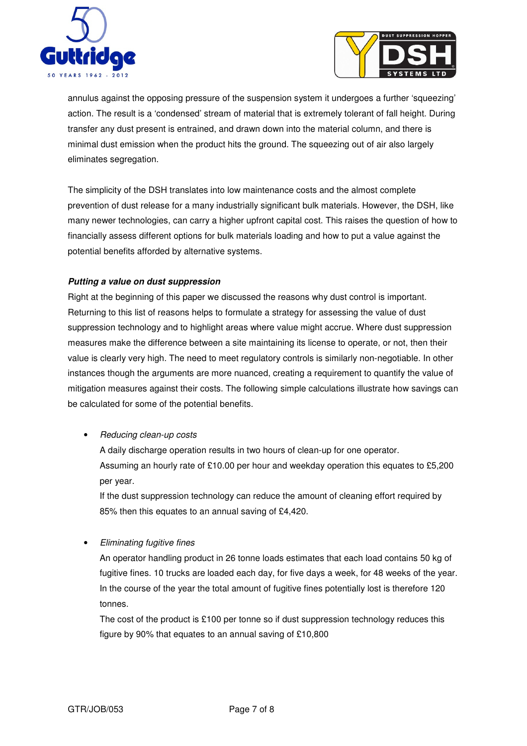annulus against the opposing pressure of the suspension system it undergoes a further 'squeezing' action. The result is a 'condensed' stream of material that is extremely tolerant of fall height. During transfer any dust present is entrained, and drawn down into the material column, and there is minimal dust emission when the product hits the ground. The squeezing out of air also largely eliminates segregation.

The simplicity of the DSH translates into low maintenance costs and the almost complete prevention of dust release for a many industrially significant bulk materials. However, the DSH, like many newer technologies, can carry a higher upfront capital cost. This raises the question of how to financially assess different options for bulk materials loading and how to put a value against the potential benefits afforded by alternative systems.

***Putting a value on dust suppression***

Right at the beginning of this paper we discussed the reasons why dust control is important. Returning to this list of reasons helps to formulate a strategy for assessing the value of dust suppression technology and to highlight areas where value might accrue. Where dust suppression measures make the difference between a site maintaining its license to operate, or not, then their value is clearly very high. The need to meet regulatory controls is similarly non-negotiable. In other instances though the arguments are more nuanced, creating a requirement to quantify the value of mitigation measures against their costs. The following simple calculations illustrate how savings can be calculated for some of the potential benefits.

- *Reducing clean-up costs*

  A daily discharge operation results in two hours of clean-up for one operator.
  Assuming an hourly rate of £10.00 per hour and weekday operation this equates to £5,200 per year.
  If the dust suppression technology can reduce the amount of cleaning effort required by 85% then this equates to an annual saving of £4,420.

- *Eliminating fugitive fines*

  An operator handling product in 26 tonne loads estimates that each load contains 50 kg of fugitive fines. 10 trucks are loaded each day, for five days a week, for 48 weeks of the year. In the course of the year the total amount of fugitive fines potentially lost is therefore 120 tonnes.
  The cost of the product is £100 per tonne so if dust suppression technology reduces this figure by 90% that equates to an annual saving of £10,800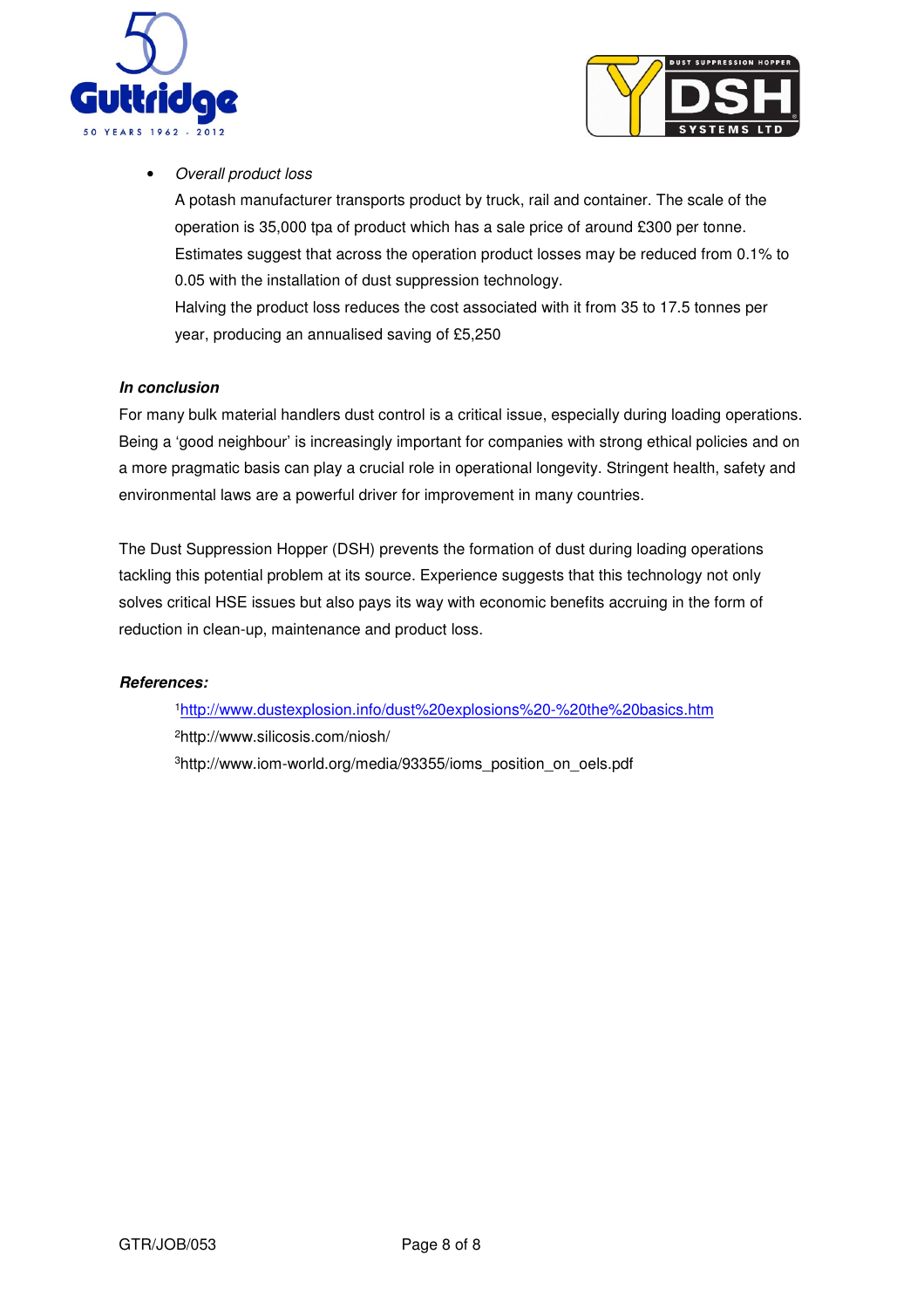- *Overall product loss*

  A potash manufacturer transports product by truck, rail and container. The scale of the operation is 35,000 tpa of product which has a sale price of around £300 per tonne. Estimates suggest that across the operation product losses may be reduced from 0.1% to 0.05 with the installation of dust suppression technology.

  Halving the product loss reduces the cost associated with it from 35 to 17.5 tonnes per year, producing an annualised saving of £5,250

***In conclusion***

For many bulk material handlers dust control is a critical issue, especially during loading operations. Being a 'good neighbour' is increasingly important for companies with strong ethical policies and on a more pragmatic basis can play a crucial role in operational longevity. Stringent health, safety and environmental laws are a powerful driver for improvement in many countries.

The Dust Suppression Hopper (DSH) prevents the formation of dust during loading operations tackling this potential problem at its source. Experience suggests that this technology not only solves critical HSE issues but also pays its way with economic benefits accruing in the form of reduction in clean-up, maintenance and product loss.

***References:***

[1]http://www.dustexplosion.info/dust%20explosions%20-%20the%20basics.htm

[2]http://www.silicosis.com/niosh/

[3]http://www.iom-world.org/media/93355/ioms_position_on_oels.pdf

GTR/JOB/053